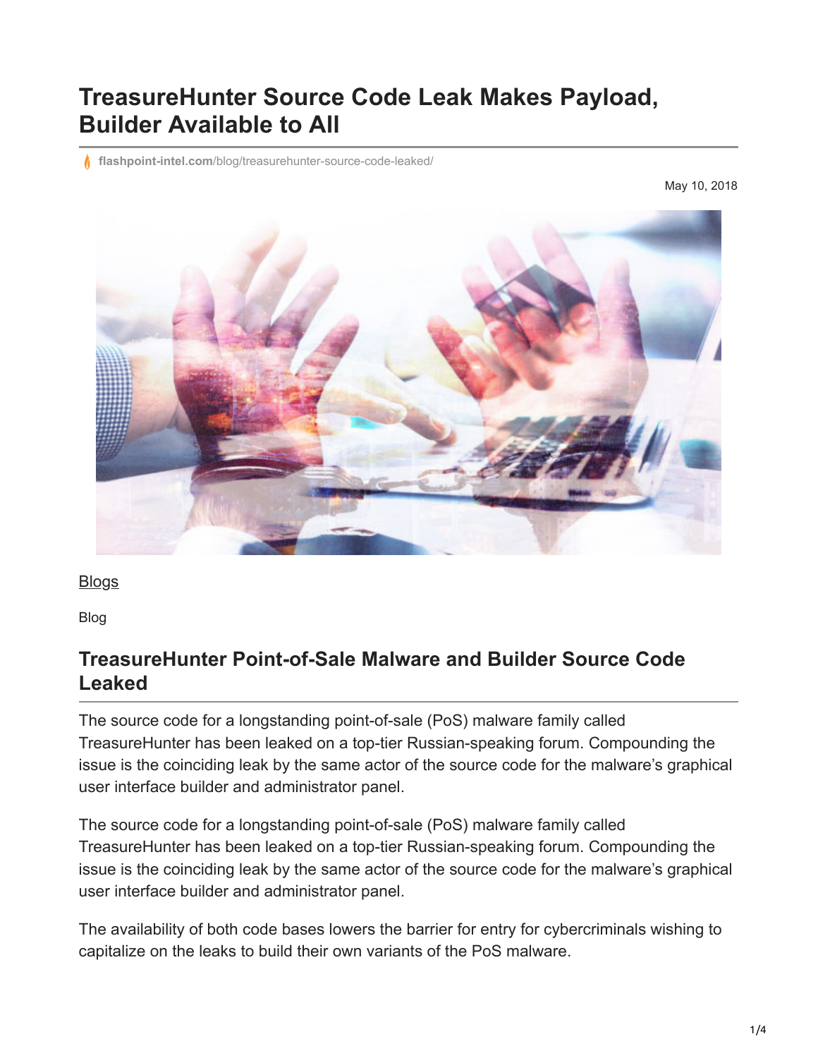# TreasureHunter Source Code Leak Makes Payload, Builder Available to All

flashpoint-intel.com/blog/treasurehunter-source-code-leaked/

May 10, 2018

Blogs

Blog

## TreasureHunter Point-of-Sale Malware and Builder Source Code Leaked

The source code for a longstanding point-of-sale (PoS) malware family called TreasureHunter has been leaked on a top-tier Russian-speaking forum. Compounding the issue is the coinciding leak by the same actor of the source code for the malware's graphical user interface builder and administrator panel.

The source code for a longstanding point-of-sale (PoS) malware family called TreasureHunter has been leaked on a top-tier Russian-speaking forum. Compounding the issue is the coinciding leak by the same actor of the source code for the malware's graphical user interface builder and administrator panel.

The availability of both code bases lowers the barrier for entry for cybercriminals wishing to capitalize on the leaks to build their own variants of the PoS malware.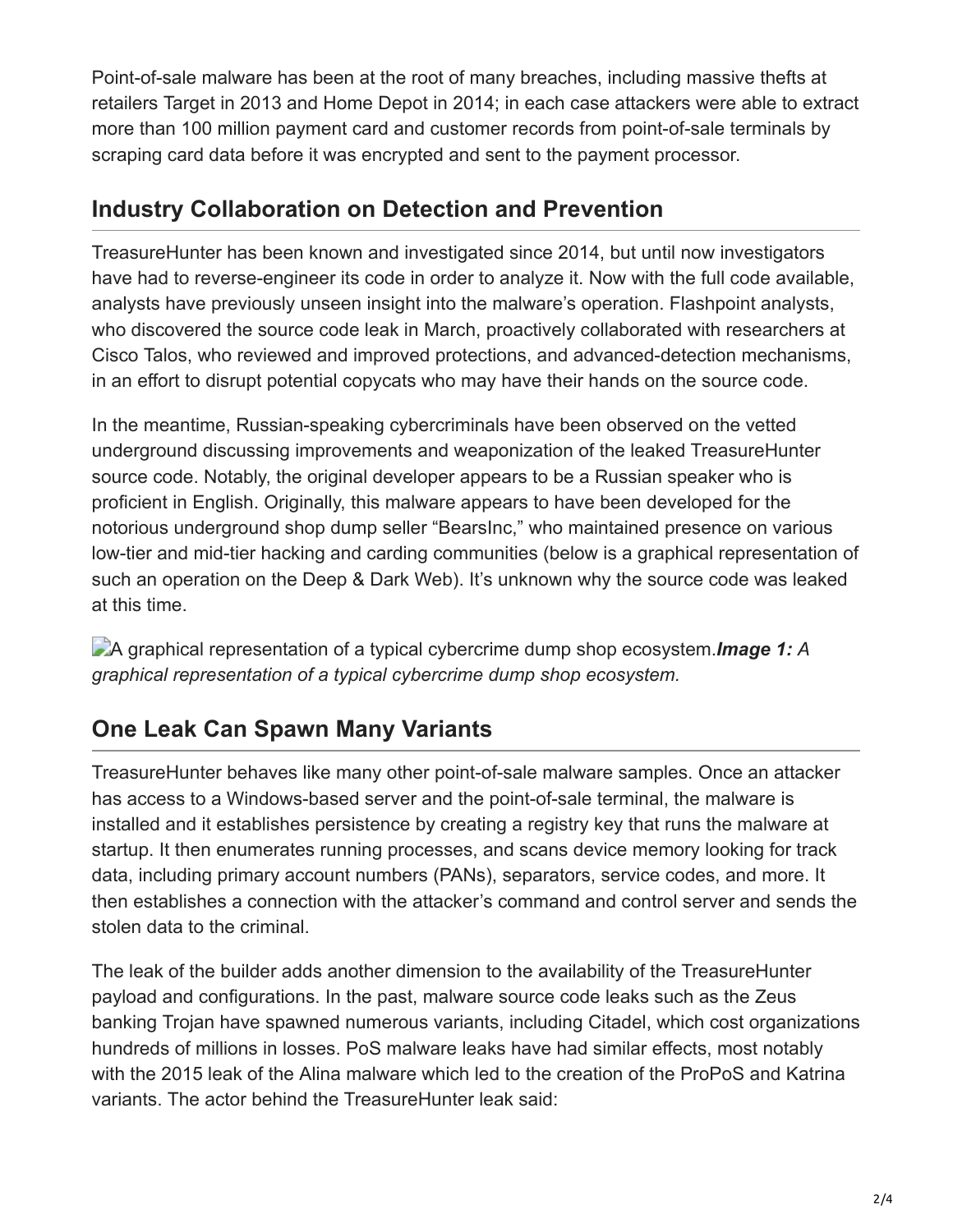Point-of-sale malware has been at the root of many breaches, including massive thefts at retailers Target in 2013 and Home Depot in 2014; in each case attackers were able to extract more than 100 million payment card and customer records from point-of-sale terminals by scraping card data before it was encrypted and sent to the payment processor.

## Industry Collaboration on Detection and Prevention

TreasureHunter has been known and investigated since 2014, but until now investigators have had to reverse-engineer its code in order to analyze it. Now with the full code available, analysts have previously unseen insight into the malware's operation. Flashpoint analysts, who discovered the source code leak in March, proactively collaborated with researchers at Cisco Talos, who reviewed and improved protections, and advanced-detection mechanisms, in an effort to disrupt potential copycats who may have their hands on the source code.

In the meantime, Russian-speaking cybercriminals have been observed on the vetted underground discussing improvements and weaponization of the leaked TreasureHunter source code. Notably, the original developer appears to be a Russian speaker who is proficient in English. Originally, this malware appears to have been developed for the notorious underground shop dump seller "BearsInc," who maintained presence on various low-tier and mid-tier hacking and carding communities (below is a graphical representation of such an operation on the Deep & Dark Web). It's unknown why the source code was leaked at this time.

A graphical representation of a typical cybercrime dump shop ecosystem.***Image 1:*** *A graphical representation of a typical cybercrime dump shop ecosystem.*

## One Leak Can Spawn Many Variants

TreasureHunter behaves like many other point-of-sale malware samples. Once an attacker has access to a Windows-based server and the point-of-sale terminal, the malware is installed and it establishes persistence by creating a registry key that runs the malware at startup. It then enumerates running processes, and scans device memory looking for track data, including primary account numbers (PANs), separators, service codes, and more. It then establishes a connection with the attacker's command and control server and sends the stolen data to the criminal.

The leak of the builder adds another dimension to the availability of the TreasureHunter payload and configurations. In the past, malware source code leaks such as the Zeus banking Trojan have spawned numerous variants, including Citadel, which cost organizations hundreds of millions in losses. PoS malware leaks have had similar effects, most notably with the 2015 leak of the Alina malware which led to the creation of the ProPoS and Katrina variants. The actor behind the TreasureHunter leak said: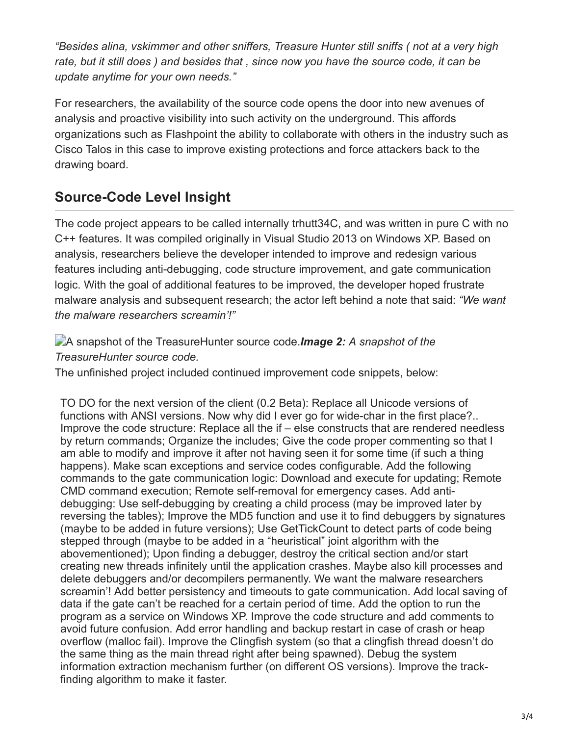*"Besides alina, vskimmer and other sniffers, Treasure Hunter still sniffs ( not at a very high rate, but it still does ) and besides that , since now you have the source code, it can be update anytime for your own needs."*

For researchers, the availability of the source code opens the door into new avenues of analysis and proactive visibility into such activity on the underground. This affords organizations such as Flashpoint the ability to collaborate with others in the industry such as Cisco Talos in this case to improve existing protections and force attackers back to the drawing board.

## Source-Code Level Insight

The code project appears to be called internally trhutt34C, and was written in pure C with no C++ features. It was compiled originally in Visual Studio 2013 on Windows XP. Based on analysis, researchers believe the developer intended to improve and redesign various features including anti-debugging, code structure improvement, and gate communication logic. With the goal of additional features to be improved, the developer hoped frustrate malware analysis and subsequent research; the actor left behind a note that said: *"We want the malware researchers screamin'!"*

A snapshot of the TreasureHunter source code.***Image 2:*** *A snapshot of the TreasureHunter source code.*

The unfinished project included continued improvement code snippets, below:

> TO DO for the next version of the client (0.2 Beta): Replace all Unicode versions of functions with ANSI versions. Now why did I ever go for wide-char in the first place?.. Improve the code structure: Replace all the if – else constructs that are rendered needless by return commands; Organize the includes; Give the code proper commenting so that I am able to modify and improve it after not having seen it for some time (if such a thing happens). Make scan exceptions and service codes configurable. Add the following commands to the gate communication logic: Download and execute for updating; Remote CMD command execution; Remote self-removal for emergency cases. Add anti-debugging: Use self-debugging by creating a child process (may be improved later by reversing the tables); Improve the MD5 function and use it to find debuggers by signatures (maybe to be added in future versions); Use GetTickCount to detect parts of code being stepped through (maybe to be added in a "heuristical" joint algorithm with the abovementioned); Upon finding a debugger, destroy the critical section and/or start creating new threads infinitely until the application crashes. Maybe also kill processes and delete debuggers and/or decompilers permanently. We want the malware researchers screamin'! Add better persistency and timeouts to gate communication. Add local saving of data if the gate can't be reached for a certain period of time. Add the option to run the program as a service on Windows XP. Improve the code structure and add comments to avoid future confusion. Add error handling and backup restart in case of crash or heap overflow (malloc fail). Improve the Clingfish system (so that a clingfish thread doesn't do the same thing as the main thread right after being spawned). Debug the system information extraction mechanism further (on different OS versions). Improve the track-finding algorithm to make it faster.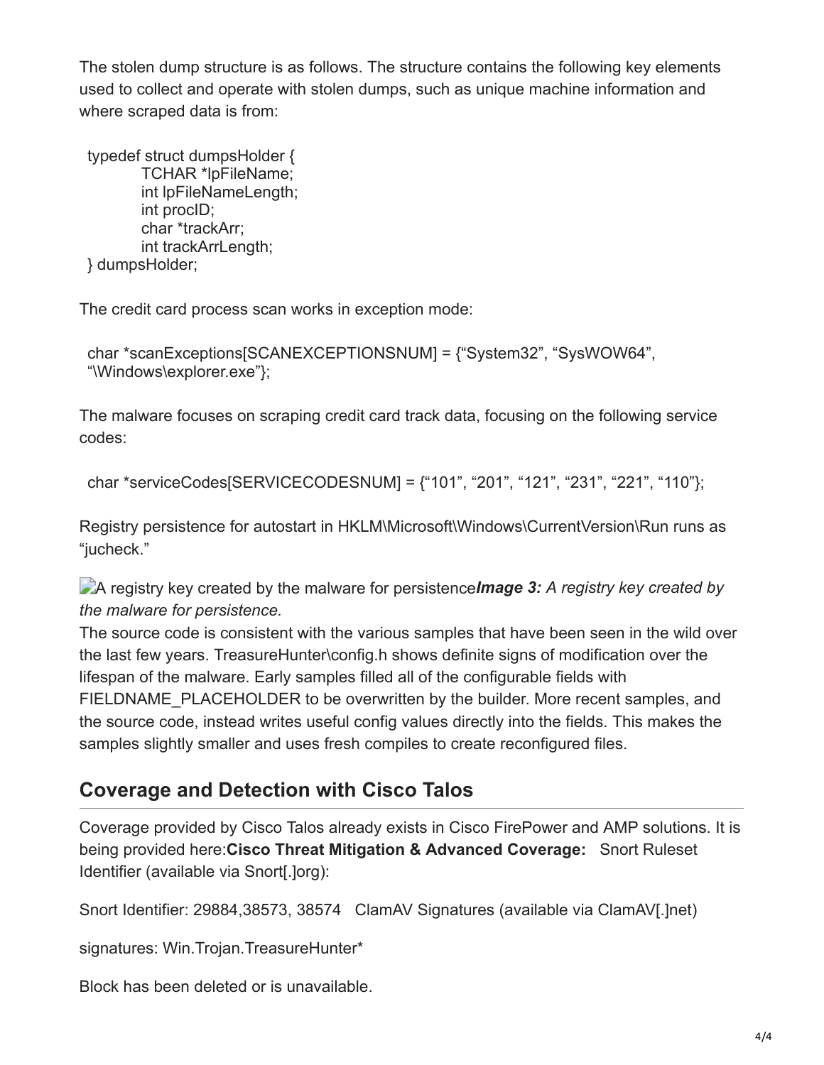The stolen dump structure is as follows. The structure contains the following key elements used to collect and operate with stolen dumps, such as unique machine information and where scraped data is from:

```
typedef struct dumpsHolder {
        TCHAR *lpFileName;
        int lpFileNameLength;
        int procID;
        char *trackArr;
        int trackArrLength;
} dumpsHolder;
```

The credit card process scan works in exception mode:

```
char *scanExceptions[SCANEXCEPTIONSNUM] = {“System32”, “SysWOW64”, “\Windows\explorer.exe”};
```

The malware focuses on scraping credit card track data, focusing on the following service codes:

```
char *serviceCodes[SERVICECODESNUM] = {“101”, “201”, “121”, “231”, “221”, “110”};
```

Registry persistence for autostart in HKLM\Microsoft\Windows\CurrentVersion\Run runs as “jucheck.”

A registry key created by the malware for persistence ***Image 3:*** *A registry key created by the malware for persistence.*

The source code is consistent with the various samples that have been seen in the wild over the last few years. TreasureHunter\config.h shows definite signs of modification over the lifespan of the malware. Early samples filled all of the configurable fields with FIELDNAME_PLACEHOLDER to be overwritten by the builder. More recent samples, and the source code, instead writes useful config values directly into the fields. This makes the samples slightly smaller and uses fresh compiles to create reconfigured files.

## Coverage and Detection with Cisco Talos

Coverage provided by Cisco Talos already exists in Cisco FirePower and AMP solutions. It is being provided here:**Cisco Threat Mitigation & Advanced Coverage:** Snort Ruleset Identifier (available via Snort[.]org):

Snort Identifier: 29884,38573, 38574 ClamAV Signatures (available via ClamAV[.]net)

signatures: Win.Trojan.TreasureHunter*

Block has been deleted or is unavailable.